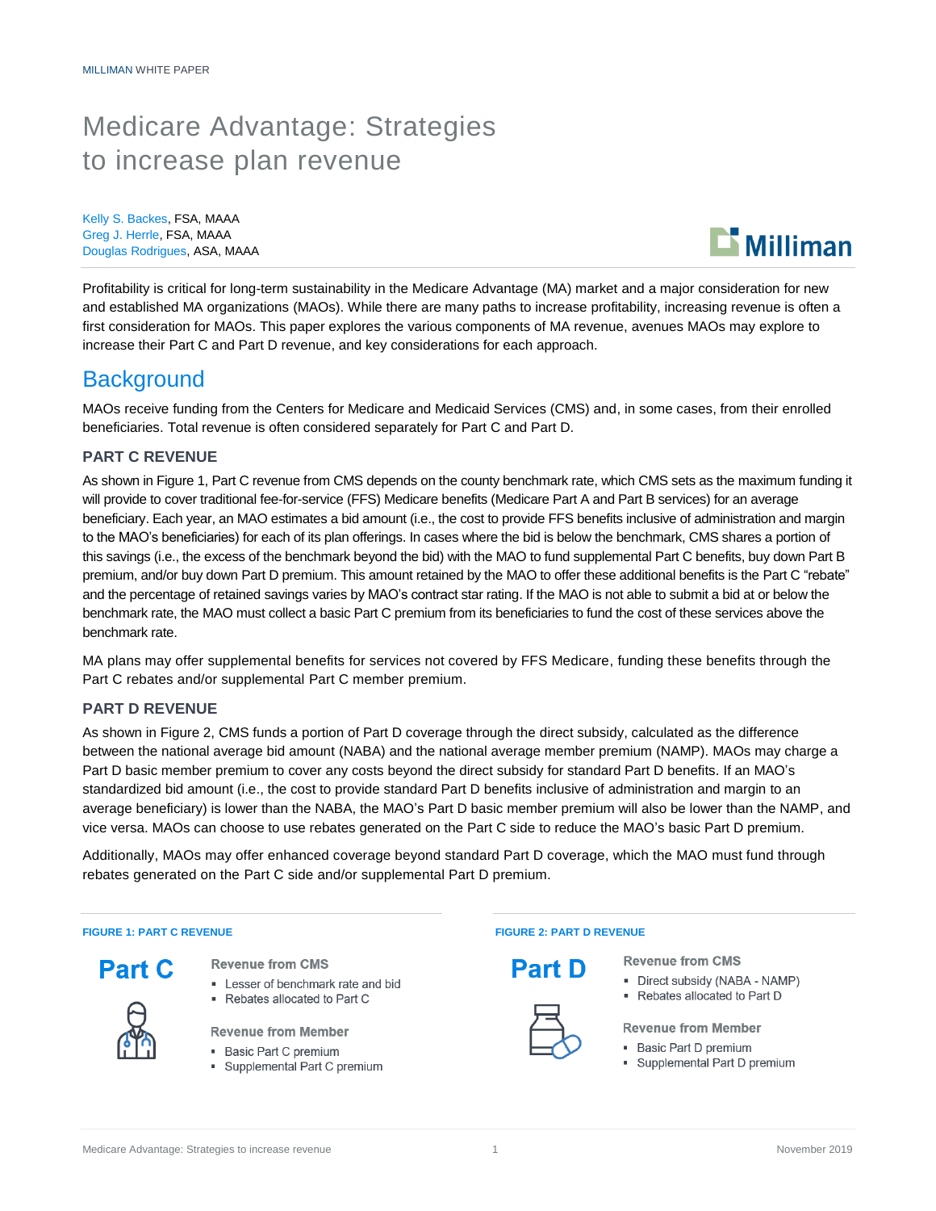MILLIMAN WHITE PAPER

# Medicare Advantage: Strategies to increase plan revenue

Kelly S. Backes, FSA, MAAA
Greg J. Herrle, FSA, MAAA
Douglas Rodrigues, ASA, MAAA

Profitability is critical for long-term sustainability in the Medicare Advantage (MA) market and a major consideration for new and established MA organizations (MAOs). While there are many paths to increase profitability, increasing revenue is often a first consideration for MAOs. This paper explores the various components of MA revenue, avenues MAOs may explore to increase their Part C and Part D revenue, and key considerations for each approach.

## Background

MAOs receive funding from the Centers for Medicare and Medicaid Services (CMS) and, in some cases, from their enrolled beneficiaries. Total revenue is often considered separately for Part C and Part D.

### PART C REVENUE

As shown in Figure 1, Part C revenue from CMS depends on the county benchmark rate, which CMS sets as the maximum funding it will provide to cover traditional fee-for-service (FFS) Medicare benefits (Medicare Part A and Part B services) for an average beneficiary. Each year, an MAO estimates a bid amount (i.e., the cost to provide FFS benefits inclusive of administration and margin to the MAO's beneficiaries) for each of its plan offerings. In cases where the bid is below the benchmark, CMS shares a portion of this savings (i.e., the excess of the benchmark beyond the bid) with the MAO to fund supplemental Part C benefits, buy down Part B premium, and/or buy down Part D premium. This amount retained by the MAO to offer these additional benefits is the Part C "rebate" and the percentage of retained savings varies by MAO's contract star rating. If the MAO is not able to submit a bid at or below the benchmark rate, the MAO must collect a basic Part C premium from its beneficiaries to fund the cost of these services above the benchmark rate.

MA plans may offer supplemental benefits for services not covered by FFS Medicare, funding these benefits through the Part C rebates and/or supplemental Part C member premium.

### PART D REVENUE

As shown in Figure 2, CMS funds a portion of Part D coverage through the direct subsidy, calculated as the difference between the national average bid amount (NABA) and the national average member premium (NAMP). MAOs may charge a Part D basic member premium to cover any costs beyond the direct subsidy for standard Part D benefits. If an MAO's standardized bid amount (i.e., the cost to provide standard Part D benefits inclusive of administration and margin to an average beneficiary) is lower than the NABA, the MAO's Part D basic member premium will also be lower than the NAMP, and vice versa. MAOs can choose to use rebates generated on the Part C side to reduce the MAO's basic Part D premium.

Additionally, MAOs may offer enhanced coverage beyond standard Part D coverage, which the MAO must fund through rebates generated on the Part C side and/or supplemental Part D premium.

**FIGURE 1: PART C REVENUE**

**Part C**

Revenue from CMS
- Lesser of benchmark rate and bid
- Rebates allocated to Part C

Revenue from Member
- Basic Part C premium
- Supplemental Part C premium

**FIGURE 2: PART D REVENUE**

**Part D**

Revenue from CMS
- Direct subsidy (NABA - NAMP)
- Rebates allocated to Part D

Revenue from Member
- Basic Part D premium
- Supplemental Part D premium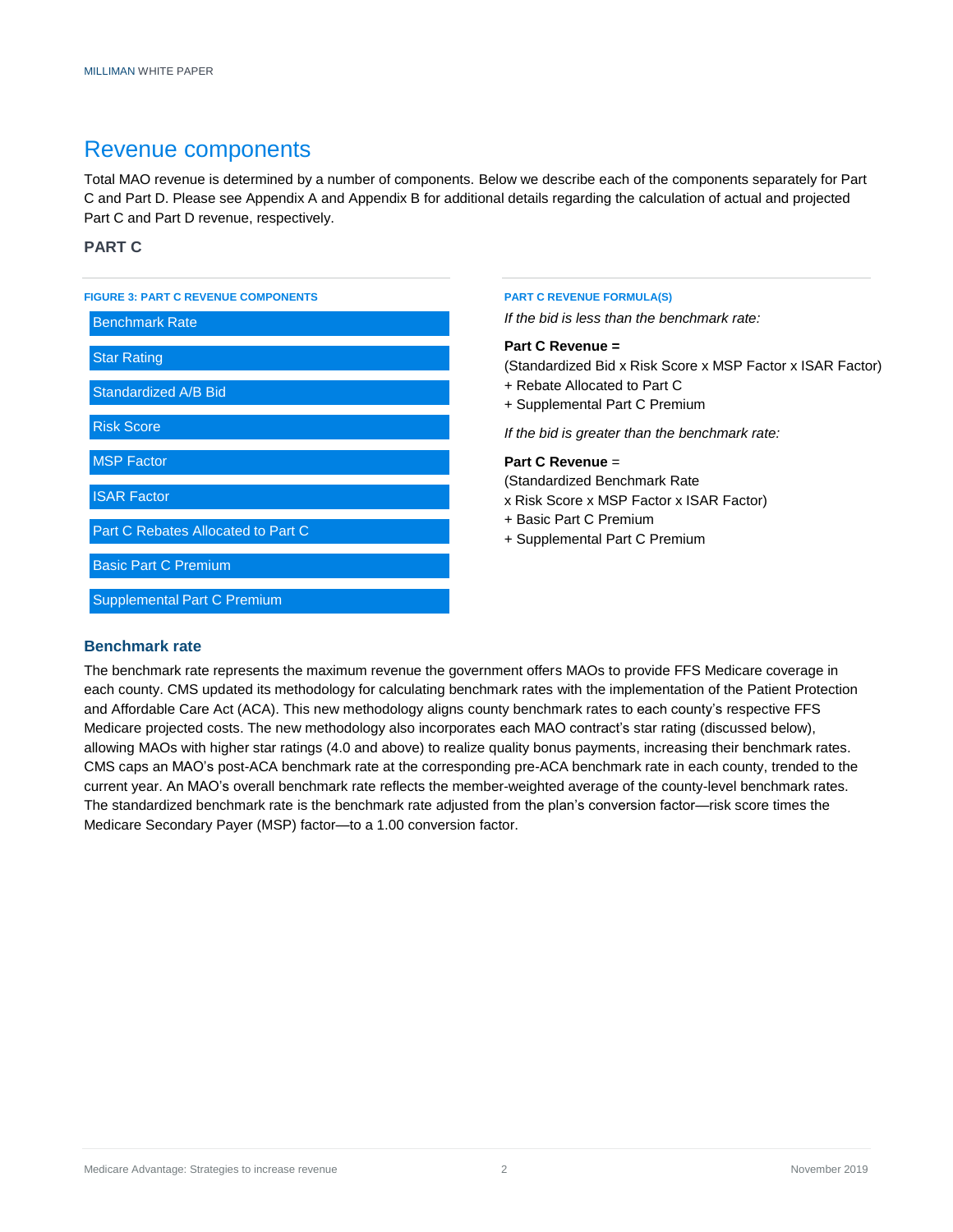# Revenue components

Total MAO revenue is determined by a number of components. Below we describe each of the components separately for Part C and Part D. Please see Appendix A and Appendix B for additional details regarding the calculation of actual and projected Part C and Part D revenue, respectively.

## PART C

**FIGURE 3: PART C REVENUE COMPONENTS**

- Benchmark Rate
- Star Rating
- Standardized A/B Bid
- Risk Score
- MSP Factor
- ISAR Factor
- Part C Rebates Allocated to Part C
- Basic Part C Premium
- Supplemental Part C Premium

**PART C REVENUE FORMULA(S)**

*If the bid is less than the benchmark rate:*

**Part C Revenue =**
(Standardized Bid x Risk Score x MSP Factor x ISAR Factor)
+ Rebate Allocated to Part C
+ Supplemental Part C Premium

*If the bid is greater than the benchmark rate:*

**Part C Revenue** =
(Standardized Benchmark Rate
x Risk Score x MSP Factor x ISAR Factor)
+ Basic Part C Premium
+ Supplemental Part C Premium

### Benchmark rate

The benchmark rate represents the maximum revenue the government offers MAOs to provide FFS Medicare coverage in each county. CMS updated its methodology for calculating benchmark rates with the implementation of the Patient Protection and Affordable Care Act (ACA). This new methodology aligns county benchmark rates to each county's respective FFS Medicare projected costs. The new methodology also incorporates each MAO contract's star rating (discussed below), allowing MAOs with higher star ratings (4.0 and above) to realize quality bonus payments, increasing their benchmark rates. CMS caps an MAO's post-ACA benchmark rate at the corresponding pre-ACA benchmark rate in each county, trended to the current year. An MAO's overall benchmark rate reflects the member-weighted average of the county-level benchmark rates. The standardized benchmark rate is the benchmark rate adjusted from the plan's conversion factor—risk score times the Medicare Secondary Payer (MSP) factor—to a 1.00 conversion factor.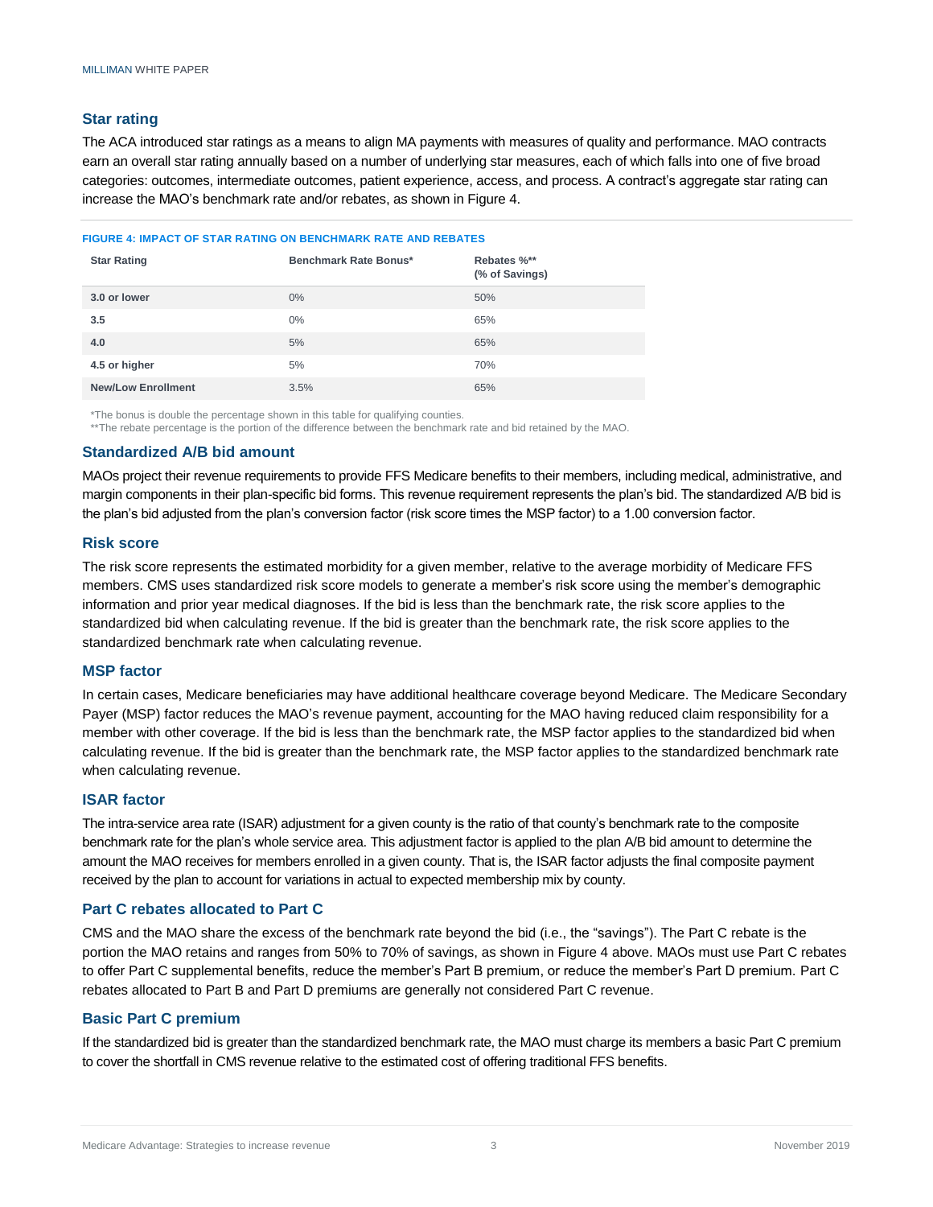### Star rating

The ACA introduced star ratings as a means to align MA payments with measures of quality and performance. MAO contracts earn an overall star rating annually based on a number of underlying star measures, each of which falls into one of five broad categories: outcomes, intermediate outcomes, patient experience, access, and process. A contract's aggregate star rating can increase the MAO's benchmark rate and/or rebates, as shown in Figure 4.

**FIGURE 4: IMPACT OF STAR RATING ON BENCHMARK RATE AND REBATES**

| Star Rating | Benchmark Rate Bonus* | Rebates %** (% of Savings) |
|---|---|---|
| **3.0 or lower** | 0% | 50% |
| **3.5** | 0% | 65% |
| **4.0** | 5% | 65% |
| **4.5 or higher** | 5% | 70% |
| **New/Low Enrollment** | 3.5% | 65% |

*The bonus is double the percentage shown in this table for qualifying counties.
**The rebate percentage is the portion of the difference between the benchmark rate and bid retained by the MAO.

### Standardized A/B bid amount

MAOs project their revenue requirements to provide FFS Medicare benefits to their members, including medical, administrative, and margin components in their plan-specific bid forms. This revenue requirement represents the plan's bid. The standardized A/B bid is the plan's bid adjusted from the plan's conversion factor (risk score times the MSP factor) to a 1.00 conversion factor.

### Risk score

The risk score represents the estimated morbidity for a given member, relative to the average morbidity of Medicare FFS members. CMS uses standardized risk score models to generate a member's risk score using the member's demographic information and prior year medical diagnoses. If the bid is less than the benchmark rate, the risk score applies to the standardized bid when calculating revenue. If the bid is greater than the benchmark rate, the risk score applies to the standardized benchmark rate when calculating revenue.

### MSP factor

In certain cases, Medicare beneficiaries may have additional healthcare coverage beyond Medicare. The Medicare Secondary Payer (MSP) factor reduces the MAO's revenue payment, accounting for the MAO having reduced claim responsibility for a member with other coverage. If the bid is less than the benchmark rate, the MSP factor applies to the standardized bid when calculating revenue. If the bid is greater than the benchmark rate, the MSP factor applies to the standardized benchmark rate when calculating revenue.

### ISAR factor

The intra-service area rate (ISAR) adjustment for a given county is the ratio of that county's benchmark rate to the composite benchmark rate for the plan's whole service area. This adjustment factor is applied to the plan A/B bid amount to determine the amount the MAO receives for members enrolled in a given county. That is, the ISAR factor adjusts the final composite payment received by the plan to account for variations in actual to expected membership mix by county.

### Part C rebates allocated to Part C

CMS and the MAO share the excess of the benchmark rate beyond the bid (i.e., the "savings"). The Part C rebate is the portion the MAO retains and ranges from 50% to 70% of savings, as shown in Figure 4 above. MAOs must use Part C rebates to offer Part C supplemental benefits, reduce the member's Part B premium, or reduce the member's Part D premium. Part C rebates allocated to Part B and Part D premiums are generally not considered Part C revenue.

### Basic Part C premium

If the standardized bid is greater than the standardized benchmark rate, the MAO must charge its members a basic Part C premium to cover the shortfall in CMS revenue relative to the estimated cost of offering traditional FFS benefits.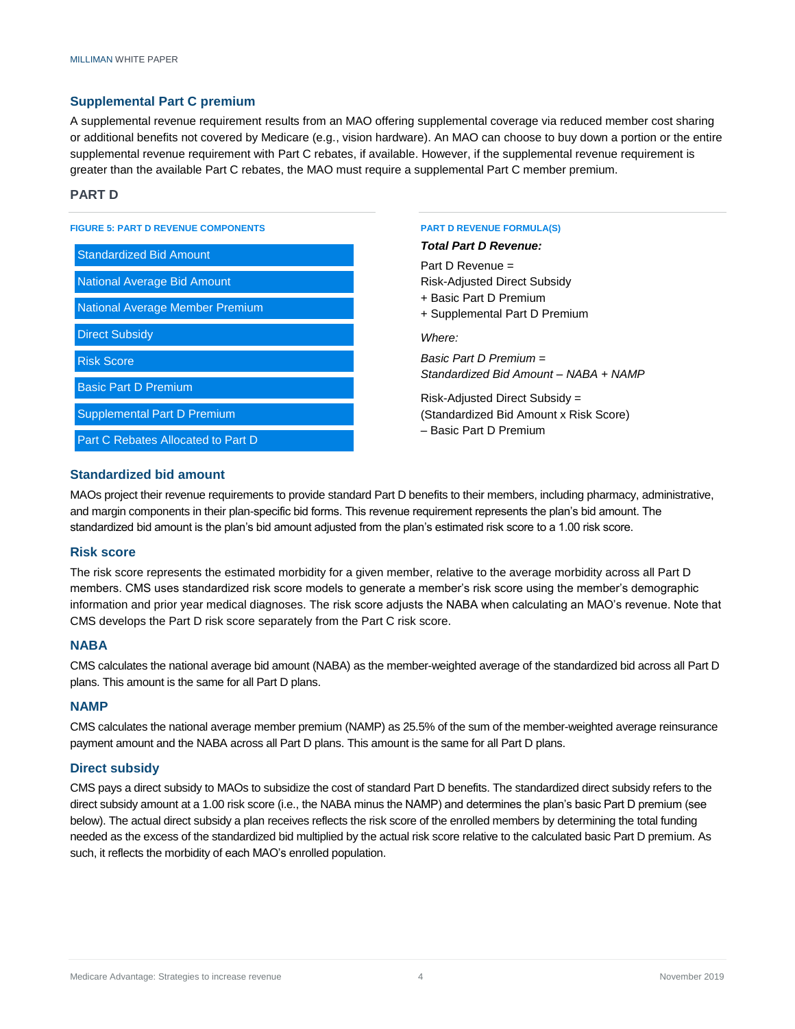### Supplemental Part C premium

A supplemental revenue requirement results from an MAO offering supplemental coverage via reduced member cost sharing or additional benefits not covered by Medicare (e.g., vision hardware). An MAO can choose to buy down a portion or the entire supplemental revenue requirement with Part C rebates, if available. However, if the supplemental revenue requirement is greater than the available Part C rebates, the MAO must require a supplemental Part C member premium.

## PART D

**FIGURE 5: PART D REVENUE COMPONENTS**

- Standardized Bid Amount
- National Average Bid Amount
- National Average Member Premium
- Direct Subsidy
- Risk Score
- Basic Part D Premium
- Supplemental Part D Premium
- Part C Rebates Allocated to Part D

**PART D REVENUE FORMULA(S)**

***Total Part D Revenue:***

Part D Revenue =
Risk-Adjusted Direct Subsidy
+ Basic Part D Premium
+ Supplemental Part D Premium

*Where:*

*Basic Part D Premium =*
*Standardized Bid Amount – NABA + NAMP*

Risk-Adjusted Direct Subsidy =
(Standardized Bid Amount x Risk Score)
– Basic Part D Premium

### Standardized bid amount

MAOs project their revenue requirements to provide standard Part D benefits to their members, including pharmacy, administrative, and margin components in their plan-specific bid forms. This revenue requirement represents the plan's bid amount. The standardized bid amount is the plan's bid amount adjusted from the plan's estimated risk score to a 1.00 risk score.

### Risk score

The risk score represents the estimated morbidity for a given member, relative to the average morbidity across all Part D members. CMS uses standardized risk score models to generate a member's risk score using the member's demographic information and prior year medical diagnoses. The risk score adjusts the NABA when calculating an MAO's revenue. Note that CMS develops the Part D risk score separately from the Part C risk score.

### NABA

CMS calculates the national average bid amount (NABA) as the member-weighted average of the standardized bid across all Part D plans. This amount is the same for all Part D plans.

### NAMP

CMS calculates the national average member premium (NAMP) as 25.5% of the sum of the member-weighted average reinsurance payment amount and the NABA across all Part D plans. This amount is the same for all Part D plans.

### Direct subsidy

CMS pays a direct subsidy to MAOs to subsidize the cost of standard Part D benefits. The standardized direct subsidy refers to the direct subsidy amount at a 1.00 risk score (i.e., the NABA minus the NAMP) and determines the plan's basic Part D premium (see below). The actual direct subsidy a plan receives reflects the risk score of the enrolled members by determining the total funding needed as the excess of the standardized bid multiplied by the actual risk score relative to the calculated basic Part D premium. As such, it reflects the morbidity of each MAO's enrolled population.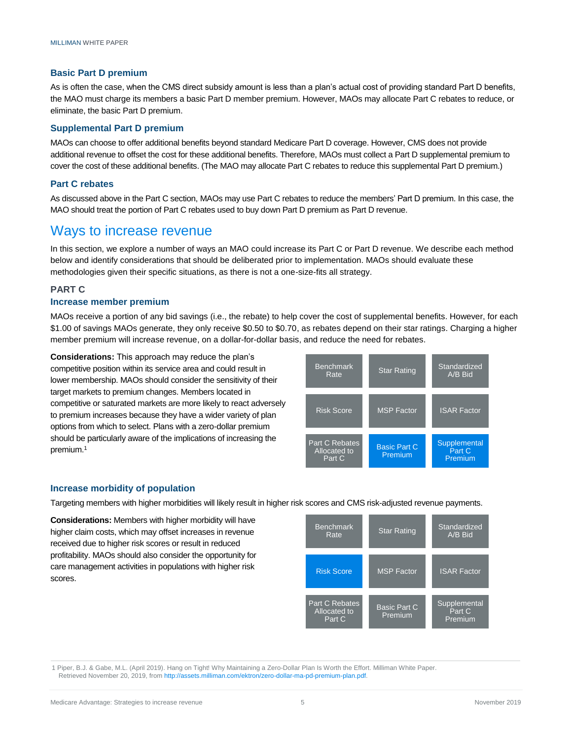### Basic Part D premium

As is often the case, when the CMS direct subsidy amount is less than a plan's actual cost of providing standard Part D benefits, the MAO must charge its members a basic Part D member premium. However, MAOs may allocate Part C rebates to reduce, or eliminate, the basic Part D premium.

### Supplemental Part D premium

MAOs can choose to offer additional benefits beyond standard Medicare Part D coverage. However, CMS does not provide additional revenue to offset the cost for these additional benefits. Therefore, MAOs must collect a Part D supplemental premium to cover the cost of these additional benefits. (The MAO may allocate Part C rebates to reduce this supplemental Part D premium.)

### Part C rebates

As discussed above in the Part C section, MAOs may use Part C rebates to reduce the members' Part D premium. In this case, the MAO should treat the portion of Part C rebates used to buy down Part D premium as Part D revenue.

## Ways to increase revenue

In this section, we explore a number of ways an MAO could increase its Part C or Part D revenue. We describe each method below and identify considerations that should be deliberated prior to implementation. MAOs should evaluate these methodologies given their specific situations, as there is not a one-size-fits all strategy.

### PART C

### Increase member premium

MAOs receive a portion of any bid savings (i.e., the rebate) to help cover the cost of supplemental benefits. However, for each $1.00 of savings MAOs generate, they only receive $0.50 to $0.70, as rebates depend on their star ratings. Charging a higher member premium will increase revenue, on a dollar-for-dollar basis, and reduce the need for rebates.

**Considerations:** This approach may reduce the plan's competitive position within its service area and could result in lower membership. MAOs should consider the sensitivity of their target markets to premium changes. Members located in competitive or saturated markets are more likely to react adversely to premium increases because they have a wider variety of plan options from which to select. Plans with a zero-dollar premium should be particularly aware of the implications of increasing the premium.[1]

| Benchmark Rate | Star Rating | Standardized A/B Bid |
|---|---|---|
| Risk Score | MSP Factor | ISAR Factor |
| Part C Rebates Allocated to Part C | **Basic Part C Premium** | **Supplemental Part C Premium** |

### Increase morbidity of population

Targeting members with higher morbidities will likely result in higher risk scores and CMS risk-adjusted revenue payments.

**Considerations:** Members with higher morbidity will have higher claim costs, which may offset increases in revenue received due to higher risk scores or result in reduced profitability. MAOs should also consider the opportunity for care management activities in populations with higher risk scores.

| Benchmark Rate | Star Rating | Standardized A/B Bid |
|---|---|---|
| **Risk Score** | MSP Factor | ISAR Factor |
| Part C Rebates Allocated to Part C | Basic Part C Premium | Supplemental Part C Premium |

1 Piper, B.J. & Gabe, M.L. (April 2019). Hang on Tight! Why Maintaining a Zero-Dollar Plan Is Worth the Effort. Milliman White Paper. Retrieved November 20, 2019, from http://assets.milliman.com/ektron/zero-dollar-ma-pd-premium-plan.pdf.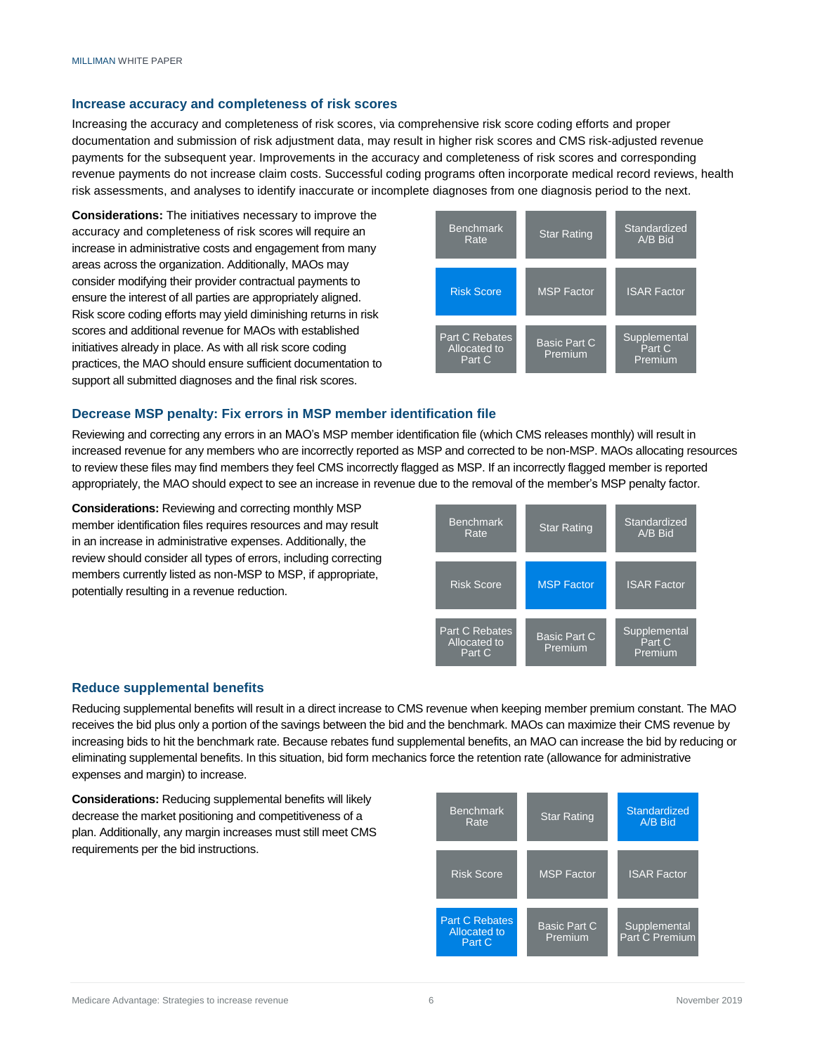### Increase accuracy and completeness of risk scores

Increasing the accuracy and completeness of risk scores, via comprehensive risk score coding efforts and proper documentation and submission of risk adjustment data, may result in higher risk scores and CMS risk-adjusted revenue payments for the subsequent year. Improvements in the accuracy and completeness of risk scores and corresponding revenue payments do not increase claim costs. Successful coding programs often incorporate medical record reviews, health risk assessments, and analyses to identify inaccurate or incomplete diagnoses from one diagnosis period to the next.

**Considerations:** The initiatives necessary to improve the accuracy and completeness of risk scores will require an increase in administrative costs and engagement from many areas across the organization. Additionally, MAOs may consider modifying their provider contractual payments to ensure the interest of all parties are appropriately aligned. Risk score coding efforts may yield diminishing returns in risk scores and additional revenue for MAOs with established initiatives already in place. As with all risk score coding practices, the MAO should ensure sufficient documentation to support all submitted diagnoses and the final risk scores.

| Benchmark Rate | Star Rating | Standardized A/B Bid |
|---|---|---|
| **Risk Score** | MSP Factor | ISAR Factor |
| Part C Rebates Allocated to Part C | Basic Part C Premium | Supplemental Part C Premium |

### Decrease MSP penalty: Fix errors in MSP member identification file

Reviewing and correcting any errors in an MAO's MSP member identification file (which CMS releases monthly) will result in increased revenue for any members who are incorrectly reported as MSP and corrected to be non-MSP. MAOs allocating resources to review these files may find members they feel CMS incorrectly flagged as MSP. If an incorrectly flagged member is reported appropriately, the MAO should expect to see an increase in revenue due to the removal of the member's MSP penalty factor.

**Considerations:** Reviewing and correcting monthly MSP member identification files requires resources and may result in an increase in administrative expenses. Additionally, the review should consider all types of errors, including correcting members currently listed as non-MSP to MSP, if appropriate, potentially resulting in a revenue reduction.

| Benchmark Rate | Star Rating | Standardized A/B Bid |
|---|---|---|
| Risk Score | **MSP Factor** | ISAR Factor |
| Part C Rebates Allocated to Part C | Basic Part C Premium | Supplemental Part C Premium |

### Reduce supplemental benefits

Reducing supplemental benefits will result in a direct increase to CMS revenue when keeping member premium constant. The MAO receives the bid plus only a portion of the savings between the bid and the benchmark. MAOs can maximize their CMS revenue by increasing bids to hit the benchmark rate. Because rebates fund supplemental benefits, an MAO can increase the bid by reducing or eliminating supplemental benefits. In this situation, bid form mechanics force the retention rate (allowance for administrative expenses and margin) to increase.

**Considerations:** Reducing supplemental benefits will likely decrease the market positioning and competitiveness of a plan. Additionally, any margin increases must still meet CMS requirements per the bid instructions.

| Benchmark Rate | Star Rating | **Standardized A/B Bid** |
|---|---|---|
| Risk Score | MSP Factor | ISAR Factor |
| **Part C Rebates Allocated to Part C** | Basic Part C Premium | Supplemental Part C Premium |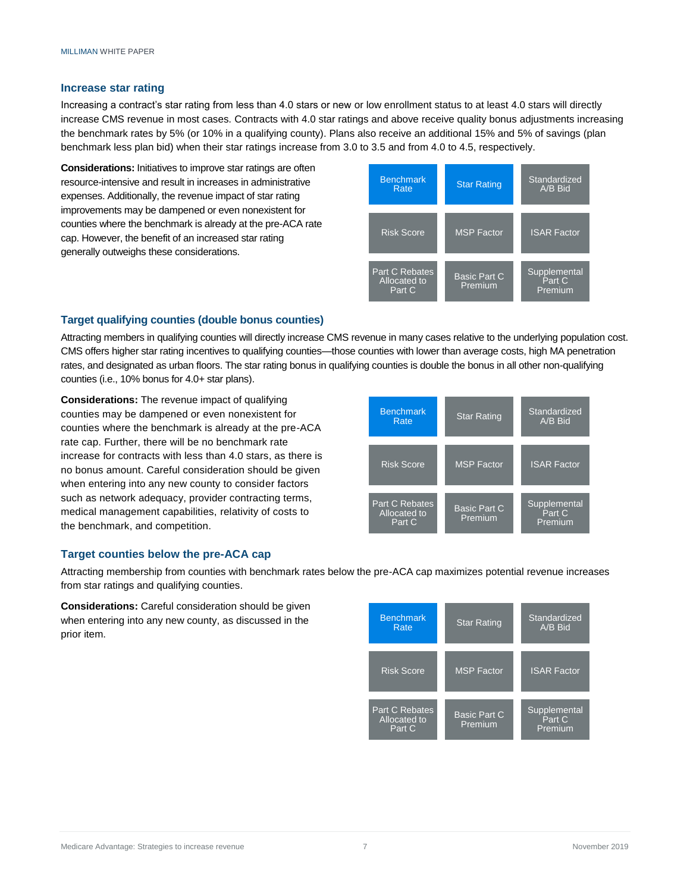### Increase star rating

Increasing a contract's star rating from less than 4.0 stars or new or low enrollment status to at least 4.0 stars will directly increase CMS revenue in most cases. Contracts with 4.0 star ratings and above receive quality bonus adjustments increasing the benchmark rates by 5% (or 10% in a qualifying county). Plans also receive an additional 15% and 5% of savings (plan benchmark less plan bid) when their star ratings increase from 3.0 to 3.5 and from 4.0 to 4.5, respectively.

**Considerations:** Initiatives to improve star ratings are often resource-intensive and result in increases in administrative expenses. Additionally, the revenue impact of star rating improvements may be dampened or even nonexistent for counties where the benchmark is already at the pre-ACA rate cap. However, the benefit of an increased star rating generally outweighs these considerations.

| Benchmark Rate | Star Rating | Standardized A/B Bid |
|---|---|---|
| Risk Score | MSP Factor | ISAR Factor |
| Part C Rebates Allocated to Part C | Basic Part C Premium | Supplemental Part C Premium |

### Target qualifying counties (double bonus counties)

Attracting members in qualifying counties will directly increase CMS revenue in many cases relative to the underlying population cost. CMS offers higher star rating incentives to qualifying counties—those counties with lower than average costs, high MA penetration rates, and designated as urban floors. The star rating bonus in qualifying counties is double the bonus in all other non-qualifying counties (i.e., 10% bonus for 4.0+ star plans).

**Considerations:** The revenue impact of qualifying counties may be dampened or even nonexistent for counties where the benchmark is already at the pre-ACA rate cap. Further, there will be no benchmark rate increase for contracts with less than 4.0 stars, as there is no bonus amount. Careful consideration should be given when entering into any new county to consider factors such as network adequacy, provider contracting terms, medical management capabilities, relativity of costs to the benchmark, and competition.

| Benchmark Rate | Star Rating | Standardized A/B Bid |
|---|---|---|
| Risk Score | MSP Factor | ISAR Factor |
| Part C Rebates Allocated to Part C | Basic Part C Premium | Supplemental Part C Premium |

### Target counties below the pre-ACA cap

Attracting membership from counties with benchmark rates below the pre-ACA cap maximizes potential revenue increases from star ratings and qualifying counties.

**Considerations:** Careful consideration should be given when entering into any new county, as discussed in the prior item.

| Benchmark Rate | Star Rating | Standardized A/B Bid |
|---|---|---|
| Risk Score | MSP Factor | ISAR Factor |
| Part C Rebates Allocated to Part C | Basic Part C Premium | Supplemental Part C Premium |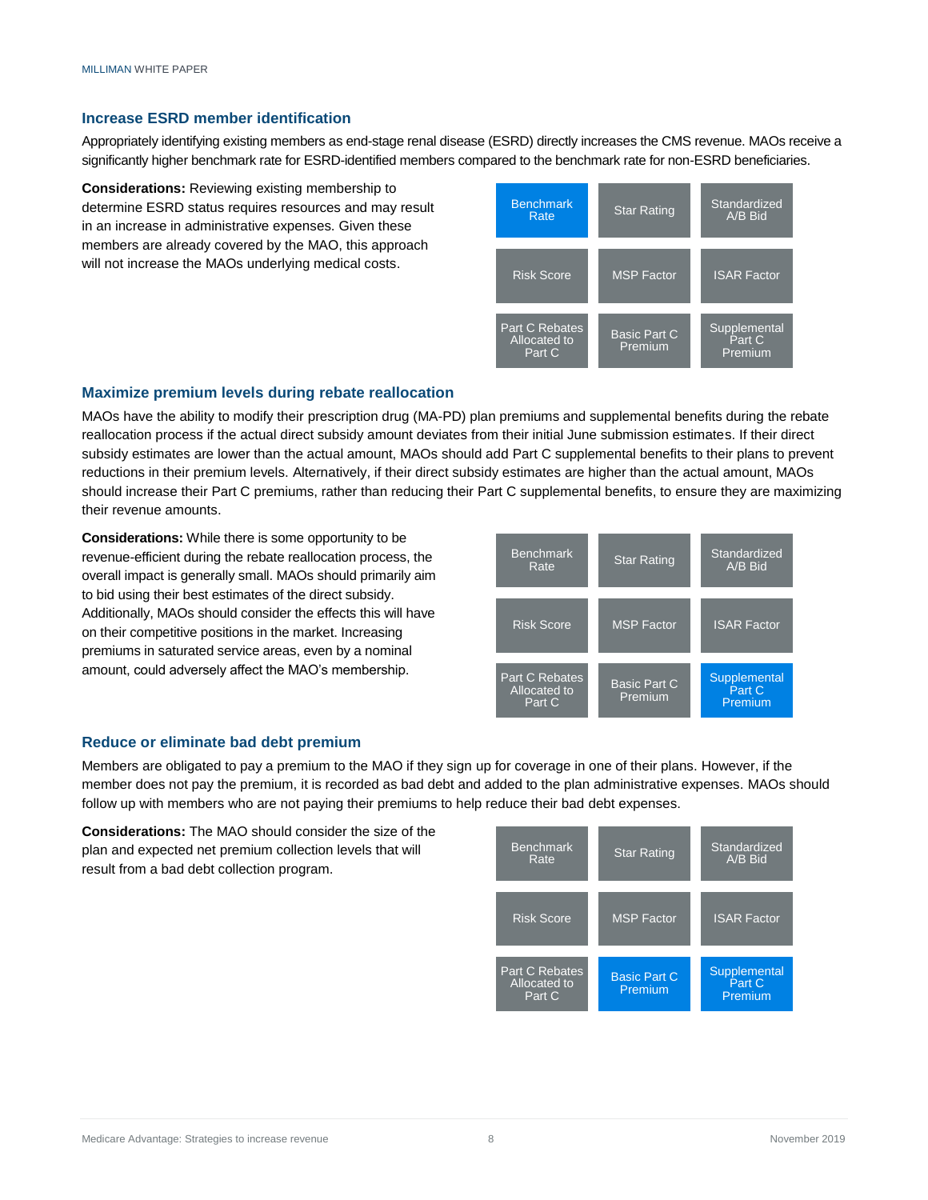### Increase ESRD member identification

Appropriately identifying existing members as end-stage renal disease (ESRD) directly increases the CMS revenue. MAOs receive a significantly higher benchmark rate for ESRD-identified members compared to the benchmark rate for non-ESRD beneficiaries.

**Considerations:** Reviewing existing membership to determine ESRD status requires resources and may result in an increase in administrative expenses. Given these members are already covered by the MAO, this approach will not increase the MAOs underlying medical costs.

| | | |
|---|---|---|
| **Benchmark Rate** | Star Rating | Standardized A/B Bid |
| Risk Score | MSP Factor | ISAR Factor |
| Part C Rebates Allocated to Part C | Basic Part C Premium | Supplemental Part C Premium |

### Maximize premium levels during rebate reallocation

MAOs have the ability to modify their prescription drug (MA-PD) plan premiums and supplemental benefits during the rebate reallocation process if the actual direct subsidy amount deviates from their initial June submission estimates. If their direct subsidy estimates are lower than the actual amount, MAOs should add Part C supplemental benefits to their plans to prevent reductions in their premium levels. Alternatively, if their direct subsidy estimates are higher than the actual amount, MAOs should increase their Part C premiums, rather than reducing their Part C supplemental benefits, to ensure they are maximizing their revenue amounts.

**Considerations:** While there is some opportunity to be revenue-efficient during the rebate reallocation process, the overall impact is generally small. MAOs should primarily aim to bid using their best estimates of the direct subsidy. Additionally, MAOs should consider the effects this will have on their competitive positions in the market. Increasing premiums in saturated service areas, even by a nominal amount, could adversely affect the MAO's membership.

| | | |
|---|---|---|
| Benchmark Rate | Star Rating | Standardized A/B Bid |
| Risk Score | MSP Factor | ISAR Factor |
| Part C Rebates Allocated to Part C | Basic Part C Premium | **Supplemental Part C Premium** |

### Reduce or eliminate bad debt premium

Members are obligated to pay a premium to the MAO if they sign up for coverage in one of their plans. However, if the member does not pay the premium, it is recorded as bad debt and added to the plan administrative expenses. MAOs should follow up with members who are not paying their premiums to help reduce their bad debt expenses.

**Considerations:** The MAO should consider the size of the plan and expected net premium collection levels that will result from a bad debt collection program.

| | | |
|---|---|---|
| Benchmark Rate | Star Rating | Standardized A/B Bid |
| Risk Score | MSP Factor | ISAR Factor |
| Part C Rebates Allocated to Part C | **Basic Part C Premium** | **Supplemental Part C Premium** |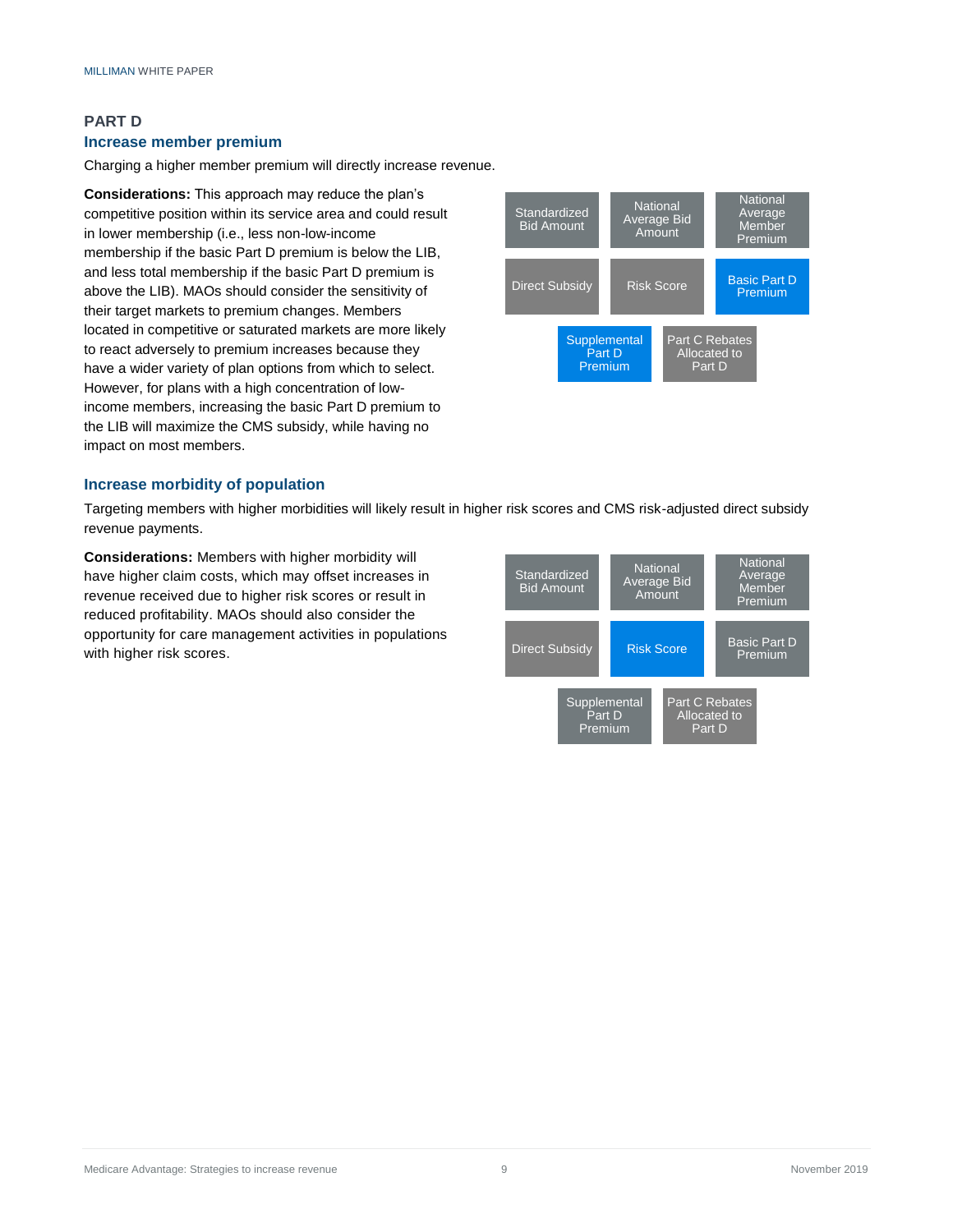## PART D

### Increase member premium

Charging a higher member premium will directly increase revenue.

**Considerations:** This approach may reduce the plan's competitive position within its service area and could result in lower membership (i.e., less non-low-income membership if the basic Part D premium is below the LIB, and less total membership if the basic Part D premium is above the LIB). MAOs should consider the sensitivity of their target markets to premium changes. Members located in competitive or saturated markets are more likely to react adversely to premium increases because they have a wider variety of plan options from which to select. However, for plans with a high concentration of low-income members, increasing the basic Part D premium to the LIB will maximize the CMS subsidy, while having no impact on most members.

| | | |
|---|---|---|
| Standardized Bid Amount | National Average Bid Amount | National Average Member Premium |
| Direct Subsidy | Risk Score | **Basic Part D Premium** |
| **Supplemental Part D Premium** | Part C Rebates Allocated to Part D | |

### Increase morbidity of population

Targeting members with higher morbidities will likely result in higher risk scores and CMS risk-adjusted direct subsidy revenue payments.

**Considerations:** Members with higher morbidity will have higher claim costs, which may offset increases in revenue received due to higher risk scores or result in reduced profitability. MAOs should also consider the opportunity for care management activities in populations with higher risk scores.

| | | |
|---|---|---|
| Standardized Bid Amount | National Average Bid Amount | National Average Member Premium |
| Direct Subsidy | **Risk Score** | Basic Part D Premium |
| Supplemental Part D Premium | Part C Rebates Allocated to Part D | |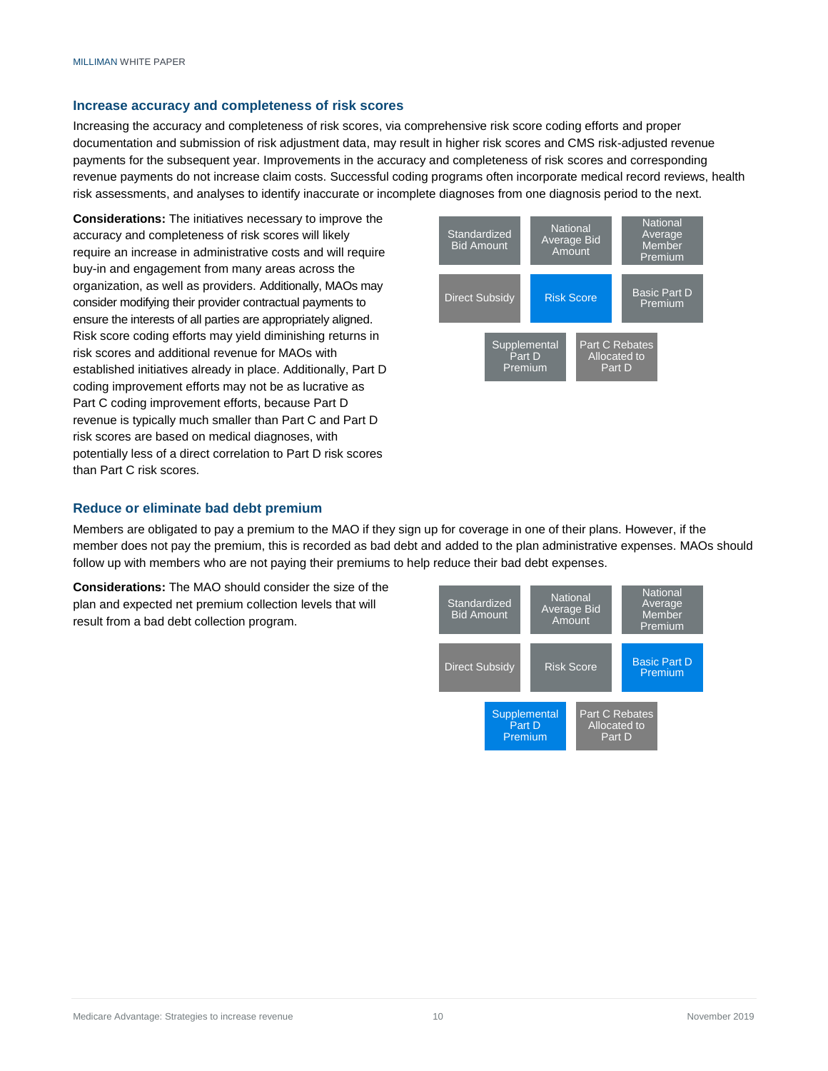### Increase accuracy and completeness of risk scores

Increasing the accuracy and completeness of risk scores, via comprehensive risk score coding efforts and proper documentation and submission of risk adjustment data, may result in higher risk scores and CMS risk-adjusted revenue payments for the subsequent year. Improvements in the accuracy and completeness of risk scores and corresponding revenue payments do not increase claim costs. Successful coding programs often incorporate medical record reviews, health risk assessments, and analyses to identify inaccurate or incomplete diagnoses from one diagnosis period to the next.

**Considerations:** The initiatives necessary to improve the accuracy and completeness of risk scores will likely require an increase in administrative costs and will require buy-in and engagement from many areas across the organization, as well as providers. Additionally, MAOs may consider modifying their provider contractual payments to ensure the interests of all parties are appropriately aligned. Risk score coding efforts may yield diminishing returns in risk scores and additional revenue for MAOs with established initiatives already in place. Additionally, Part D coding improvement efforts may not be as lucrative as Part C coding improvement efforts, because Part D revenue is typically much smaller than Part C and Part D risk scores are based on medical diagnoses, with potentially less of a direct correlation to Part D risk scores than Part C risk scores.

| Standardized Bid Amount | National Average Bid Amount | National Average Member Premium |
|---|---|---|
| Direct Subsidy | **Risk Score** | Basic Part D Premium |
| Supplemental Part D Premium | Part C Rebates Allocated to Part D | |

### Reduce or eliminate bad debt premium

Members are obligated to pay a premium to the MAO if they sign up for coverage in one of their plans. However, if the member does not pay the premium, this is recorded as bad debt and added to the plan administrative expenses. MAOs should follow up with members who are not paying their premiums to help reduce their bad debt expenses.

**Considerations:** The MAO should consider the size of the plan and expected net premium collection levels that will result from a bad debt collection program.

| Standardized Bid Amount | National Average Bid Amount | National Average Member Premium |
|---|---|---|
| Direct Subsidy | Risk Score | **Basic Part D Premium** |
| **Supplemental Part D Premium** | Part C Rebates Allocated to Part D | |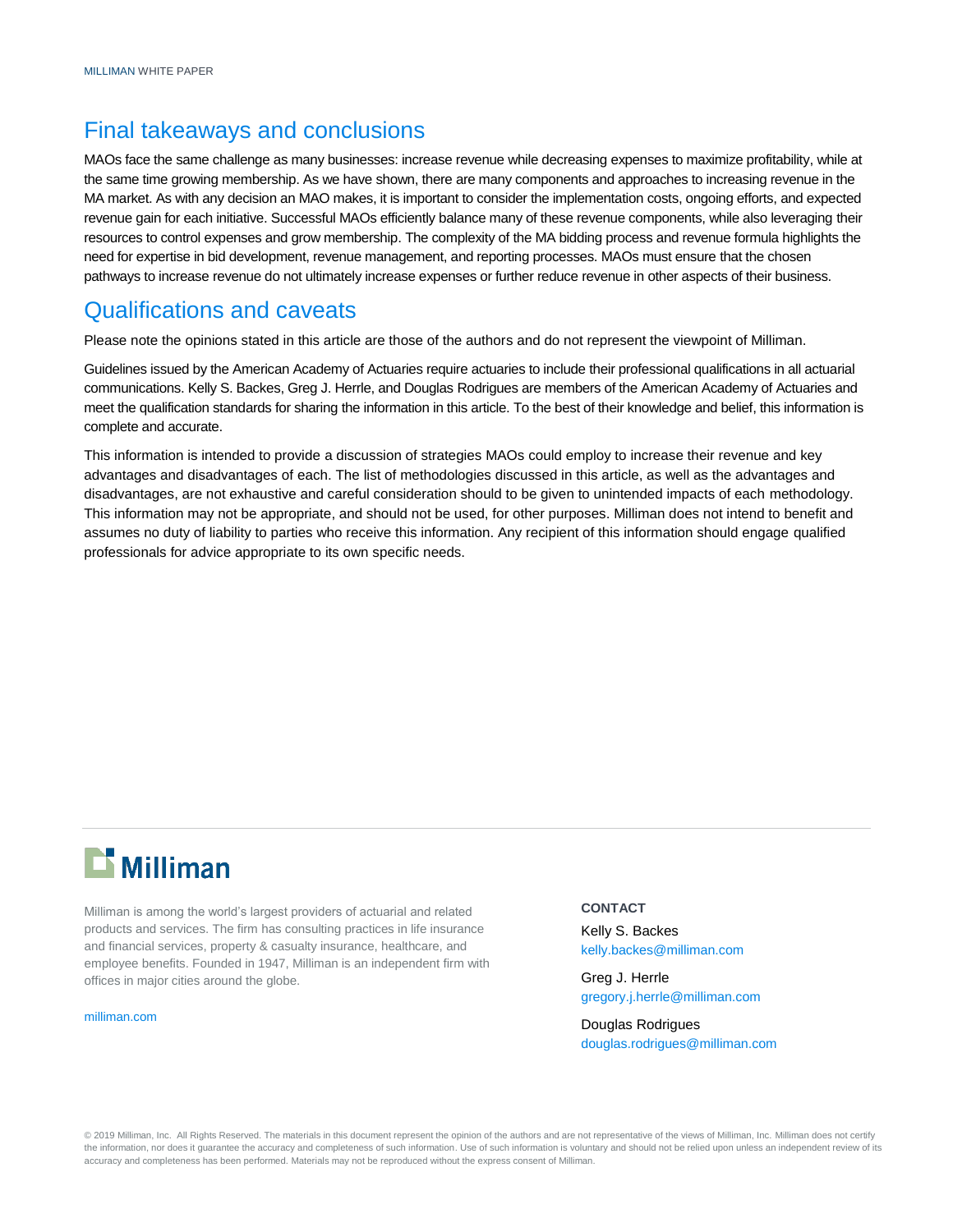## Final takeaways and conclusions

MAOs face the same challenge as many businesses: increase revenue while decreasing expenses to maximize profitability, while at the same time growing membership. As we have shown, there are many components and approaches to increasing revenue in the MA market. As with any decision an MAO makes, it is important to consider the implementation costs, ongoing efforts, and expected revenue gain for each initiative. Successful MAOs efficiently balance many of these revenue components, while also leveraging their resources to control expenses and grow membership. The complexity of the MA bidding process and revenue formula highlights the need for expertise in bid development, revenue management, and reporting processes. MAOs must ensure that the chosen pathways to increase revenue do not ultimately increase expenses or further reduce revenue in other aspects of their business.

## Qualifications and caveats

Please note the opinions stated in this article are those of the authors and do not represent the viewpoint of Milliman.

Guidelines issued by the American Academy of Actuaries require actuaries to include their professional qualifications in all actuarial communications. Kelly S. Backes, Greg J. Herrle, and Douglas Rodrigues are members of the American Academy of Actuaries and meet the qualification standards for sharing the information in this article. To the best of their knowledge and belief, this information is complete and accurate.

This information is intended to provide a discussion of strategies MAOs could employ to increase their revenue and key advantages and disadvantages of each. The list of methodologies discussed in this article, as well as the advantages and disadvantages, are not exhaustive and careful consideration should to be given to unintended impacts of each methodology. This information may not be appropriate, and should not be used, for other purposes. Milliman does not intend to benefit and assumes no duty of liability to parties who receive this information. Any recipient of this information should engage qualified professionals for advice appropriate to its own specific needs.

Milliman

Milliman is among the world's largest providers of actuarial and related products and services. The firm has consulting practices in life insurance and financial services, property & casualty insurance, healthcare, and employee benefits. Founded in 1947, Milliman is an independent firm with offices in major cities around the globe.

milliman.com

**CONTACT**

Kelly S. Backes
kelly.backes@milliman.com

Greg J. Herrle
gregory.j.herrle@milliman.com

Douglas Rodrigues
douglas.rodrigues@milliman.com

© 2019 Milliman, Inc. All Rights Reserved. The materials in this document represent the opinion of the authors and are not representative of the views of Milliman, Inc. Milliman does not certify the information, nor does it guarantee the accuracy and completeness of such information. Use of such information is voluntary and should not be relied upon unless an independent review of its accuracy and completeness has been performed. Materials may not be reproduced without the express consent of Milliman.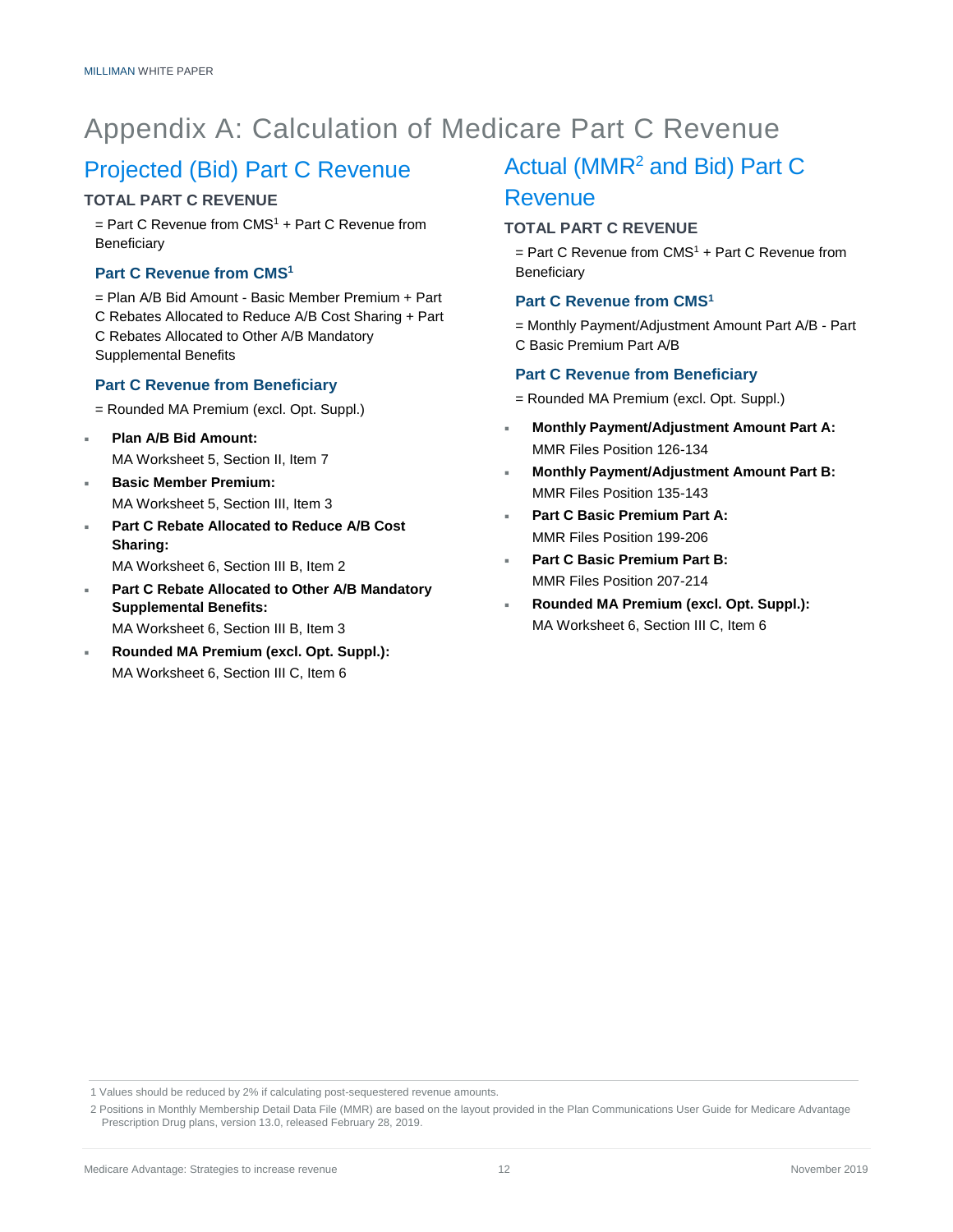# Appendix A: Calculation of Medicare Part C Revenue

## Projected (Bid) Part C Revenue

### TOTAL PART C REVENUE

= Part C Revenue from CMS[1] + Part C Revenue from Beneficiary

#### Part C Revenue from CMS[1]

= Plan A/B Bid Amount - Basic Member Premium + Part C Rebates Allocated to Reduce A/B Cost Sharing + Part C Rebates Allocated to Other A/B Mandatory Supplemental Benefits

#### Part C Revenue from Beneficiary

= Rounded MA Premium (excl. Opt. Suppl.)

- **Plan A/B Bid Amount:**
  MA Worksheet 5, Section II, Item 7
- **Basic Member Premium:**
  MA Worksheet 5, Section III, Item 3
- **Part C Rebate Allocated to Reduce A/B Cost Sharing:**
  MA Worksheet 6, Section III B, Item 2
- **Part C Rebate Allocated to Other A/B Mandatory Supplemental Benefits:**
  MA Worksheet 6, Section III B, Item 3
- **Rounded MA Premium (excl. Opt. Suppl.):**
  MA Worksheet 6, Section III C, Item 6

## Actual (MMR[2] and Bid) Part C Revenue

### TOTAL PART C REVENUE

= Part C Revenue from CMS[1] + Part C Revenue from Beneficiary

#### Part C Revenue from CMS[1]

= Monthly Payment/Adjustment Amount Part A/B - Part C Basic Premium Part A/B

#### Part C Revenue from Beneficiary

= Rounded MA Premium (excl. Opt. Suppl.)

- **Monthly Payment/Adjustment Amount Part A:**
  MMR Files Position 126-134
- **Monthly Payment/Adjustment Amount Part B:**
  MMR Files Position 135-143
- **Part C Basic Premium Part A:**
  MMR Files Position 199-206
- **Part C Basic Premium Part B:**
  MMR Files Position 207-214
- **Rounded MA Premium (excl. Opt. Suppl.):**
  MA Worksheet 6, Section III C, Item 6

---

1 Values should be reduced by 2% if calculating post-sequestered revenue amounts.

2 Positions in Monthly Membership Detail Data File (MMR) are based on the layout provided in the Plan Communications User Guide for Medicare Advantage Prescription Drug plans, version 13.0, released February 28, 2019.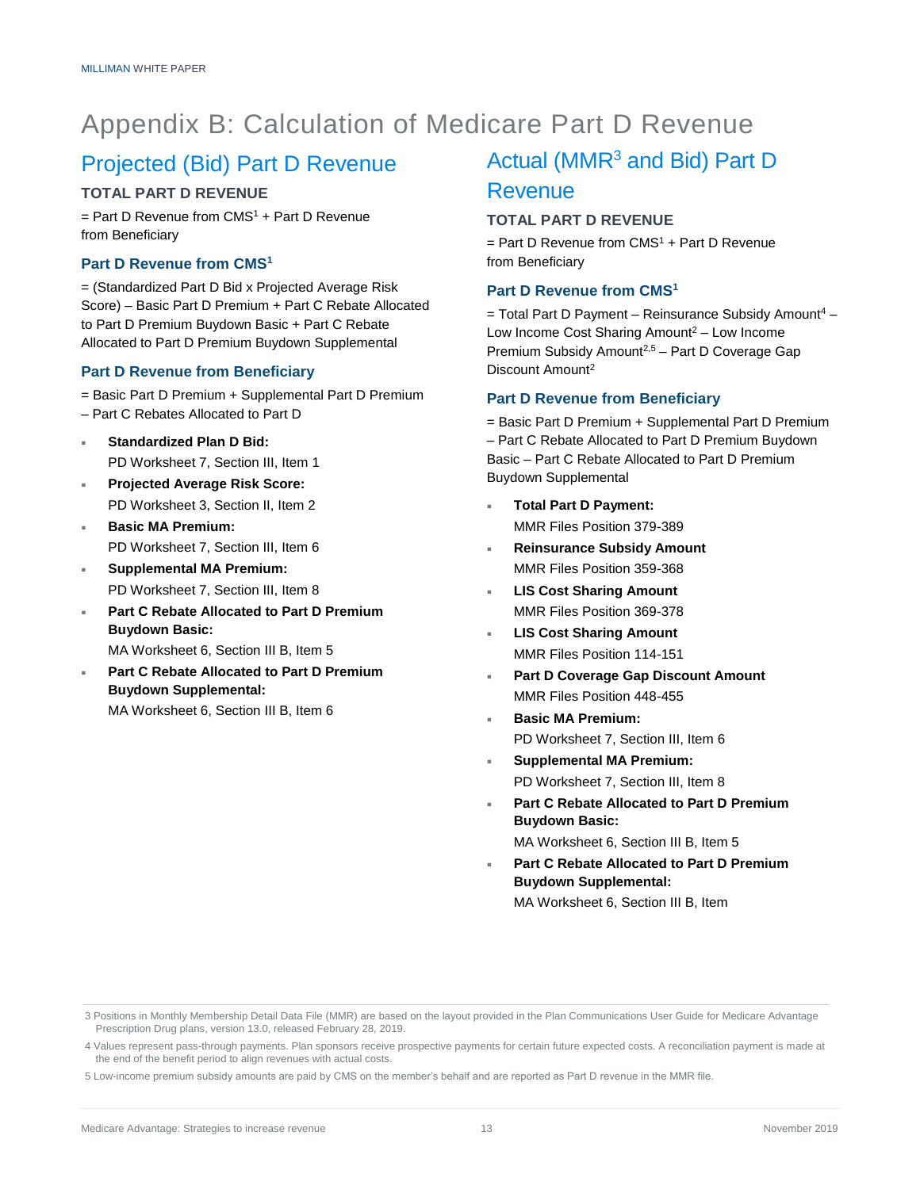# Appendix B: Calculation of Medicare Part D Revenue

## Projected (Bid) Part D Revenue

### TOTAL PART D REVENUE

= Part D Revenue from CMS[1] + Part D Revenue from Beneficiary

### Part D Revenue from CMS[1]

= (Standardized Part D Bid x Projected Average Risk Score) – Basic Part D Premium + Part C Rebate Allocated to Part D Premium Buydown Basic + Part C Rebate Allocated to Part D Premium Buydown Supplemental

### Part D Revenue from Beneficiary

= Basic Part D Premium + Supplemental Part D Premium – Part C Rebates Allocated to Part D

- **Standardized Plan D Bid:**
  PD Worksheet 7, Section III, Item 1
- **Projected Average Risk Score:**
  PD Worksheet 3, Section II, Item 2
- **Basic MA Premium:**
  PD Worksheet 7, Section III, Item 6
- **Supplemental MA Premium:**
  PD Worksheet 7, Section III, Item 8
- **Part C Rebate Allocated to Part D Premium Buydown Basic:**
  MA Worksheet 6, Section III B, Item 5
- **Part C Rebate Allocated to Part D Premium Buydown Supplemental:**
  MA Worksheet 6, Section III B, Item 6

## Actual (MMR[3] and Bid) Part D Revenue

### TOTAL PART D REVENUE

= Part D Revenue from CMS[1] + Part D Revenue from Beneficiary

### Part D Revenue from CMS[1]

= Total Part D Payment – Reinsurance Subsidy Amount[4] – Low Income Cost Sharing Amount[2] – Low Income Premium Subsidy Amount[2,5] – Part D Coverage Gap Discount Amount[2]

### Part D Revenue from Beneficiary

= Basic Part D Premium + Supplemental Part D Premium – Part C Rebate Allocated to Part D Premium Buydown Basic – Part C Rebate Allocated to Part D Premium Buydown Supplemental

- **Total Part D Payment:**
  MMR Files Position 379-389
- **Reinsurance Subsidy Amount**
  MMR Files Position 359-368
- **LIS Cost Sharing Amount**
  MMR Files Position 369-378
- **LIS Cost Sharing Amount**
  MMR Files Position 114-151
- **Part D Coverage Gap Discount Amount**
  MMR Files Position 448-455
- **Basic MA Premium:**
  PD Worksheet 7, Section III, Item 6
- **Supplemental MA Premium:**
  PD Worksheet 7, Section III, Item 8
- **Part C Rebate Allocated to Part D Premium Buydown Basic:**
  MA Worksheet 6, Section III B, Item 5
- **Part C Rebate Allocated to Part D Premium Buydown Supplemental:**
  MA Worksheet 6, Section III B, Item

---

3 Positions in Monthly Membership Detail Data File (MMR) are based on the layout provided in the Plan Communications User Guide for Medicare Advantage Prescription Drug plans, version 13.0, released February 28, 2019.

4 Values represent pass-through payments. Plan sponsors receive prospective payments for certain future expected costs. A reconciliation payment is made at the end of the benefit period to align revenues with actual costs.

5 Low-income premium subsidy amounts are paid by CMS on the member's behalf and are reported as Part D revenue in the MMR file.